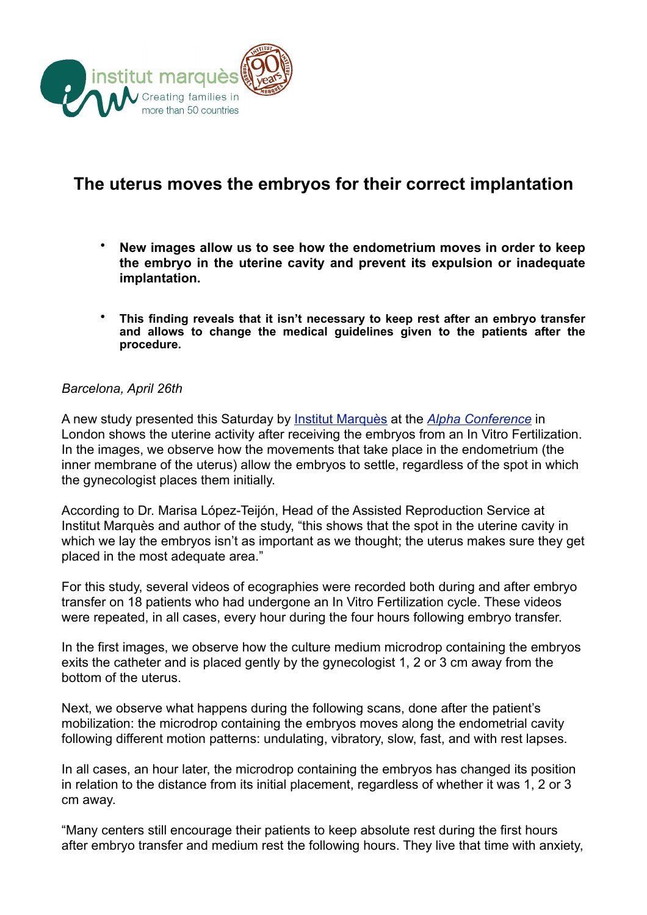# The uterus moves the embryos for their correct implantation

- **New images allow us to see how the endometrium moves in order to keep the embryo in the uterine cavity and prevent its expulsion or inadequate implantation.**

- **This finding reveals that it isn't necessary to keep rest after an embryo transfer and allows to change the medical guidelines given to the patients after the procedure.**

*Barcelona, April 26th*

A new study presented this Saturday by Institut Marquès at the *Alpha Conference* in London shows the uterine activity after receiving the embryos from an In Vitro Fertilization. In the images, we observe how the movements that take place in the endometrium (the inner membrane of the uterus) allow the embryos to settle, regardless of the spot in which the gynecologist places them initially.

According to Dr. Marisa López-Teijón, Head of the Assisted Reproduction Service at Institut Marquès and author of the study, "this shows that the spot in the uterine cavity in which we lay the embryos isn't as important as we thought; the uterus makes sure they get placed in the most adequate area."

For this study, several videos of ecographies were recorded both during and after embryo transfer on 18 patients who had undergone an In Vitro Fertilization cycle. These videos were repeated, in all cases, every hour during the four hours following embryo transfer.

In the first images, we observe how the culture medium microdrop containing the embryos exits the catheter and is placed gently by the gynecologist 1, 2 or 3 cm away from the bottom of the uterus.

Next, we observe what happens during the following scans, done after the patient's mobilization: the microdrop containing the embryos moves along the endometrial cavity following different motion patterns: undulating, vibratory, slow, fast, and with rest lapses.

In all cases, an hour later, the microdrop containing the embryos has changed its position in relation to the distance from its initial placement, regardless of whether it was 1, 2 or 3 cm away.

"Many centers still encourage their patients to keep absolute rest during the first hours after embryo transfer and medium rest the following hours. They live that time with anxiety,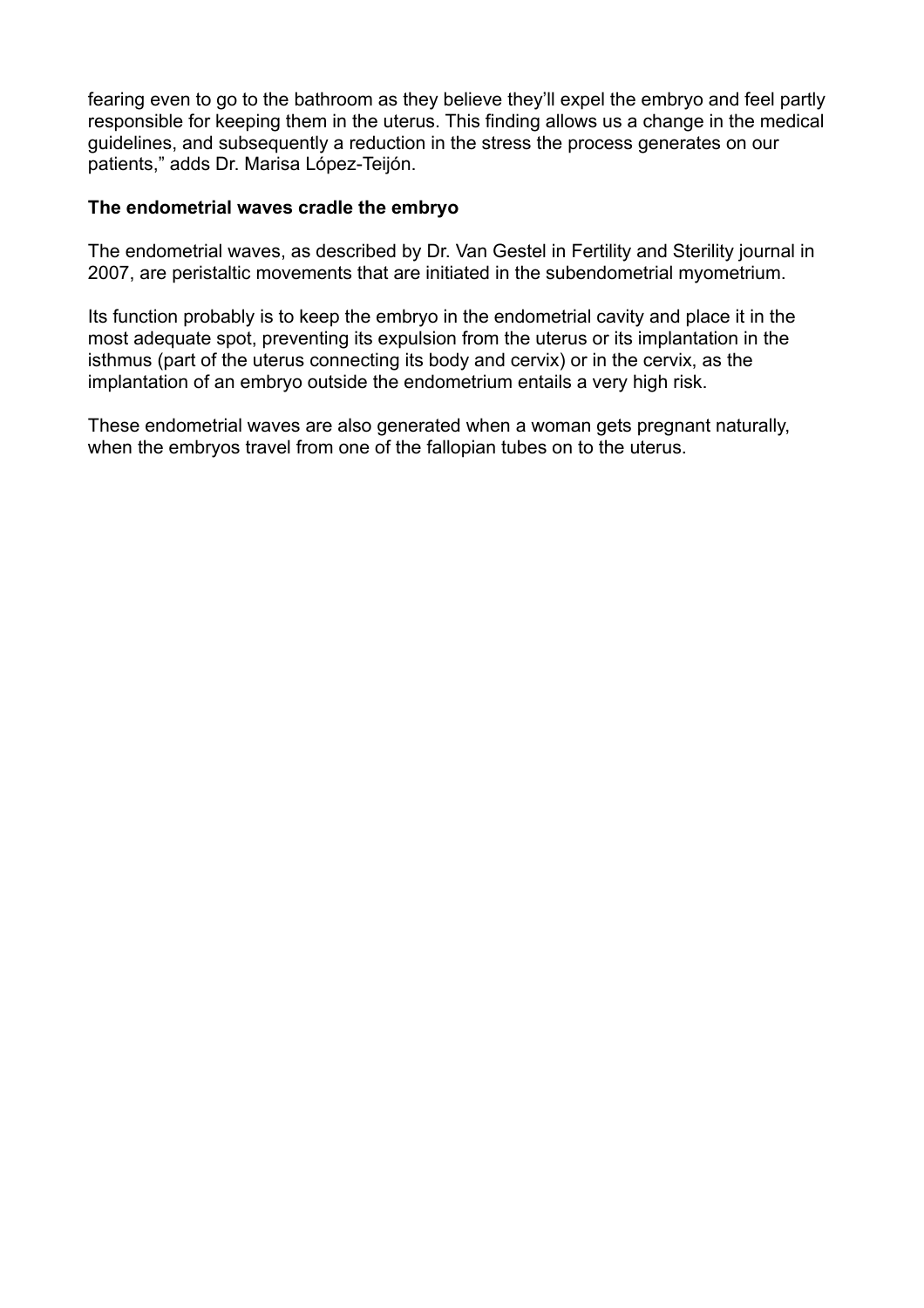fearing even to go to the bathroom as they believe they'll expel the embryo and feel partly responsible for keeping them in the uterus. This finding allows us a change in the medical guidelines, and subsequently a reduction in the stress the process generates on our patients," adds Dr. Marisa López-Teijón.

**The endometrial waves cradle the embryo**

The endometrial waves, as described by Dr. Van Gestel in Fertility and Sterility journal in 2007, are peristaltic movements that are initiated in the subendometrial myometrium.

Its function probably is to keep the embryo in the endometrial cavity and place it in the most adequate spot, preventing its expulsion from the uterus or its implantation in the isthmus (part of the uterus connecting its body and cervix) or in the cervix, as the implantation of an embryo outside the endometrium entails a very high risk.

These endometrial waves are also generated when a woman gets pregnant naturally, when the embryos travel from one of the fallopian tubes on to the uterus.